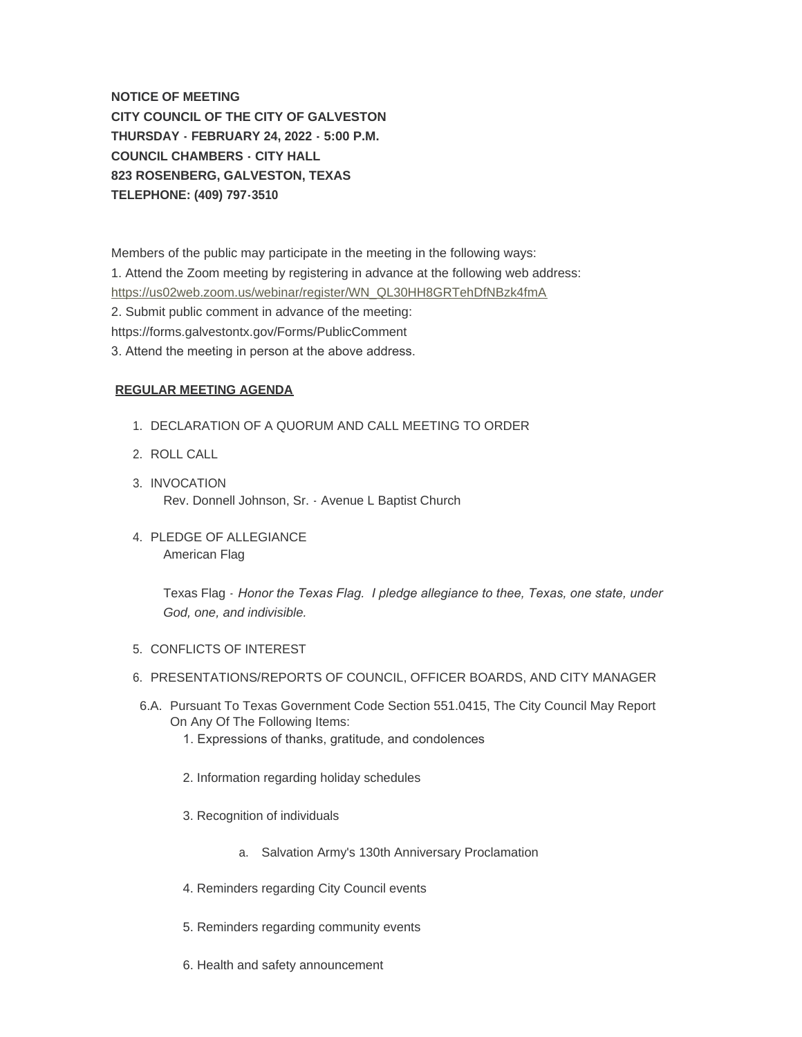**NOTICE OF MEETING**
**CITY COUNCIL OF THE CITY OF GALVESTON**
**THURSDAY - FEBRUARY 24, 2022 - 5:00 P.M.**
**COUNCIL CHAMBERS - CITY HALL**
**823 ROSENBERG, GALVESTON, TEXAS**
**TELEPHONE: (409) 797-3510**

Members of the public may participate in the meeting in the following ways:
1. Attend the Zoom meeting by registering in advance at the following web address:
https://us02web.zoom.us/webinar/register/WN_QL30HH8GRTehDfNBzk4fmA
2. Submit public comment in advance of the meeting:
https://forms.galvestontx.gov/Forms/PublicComment
3. Attend the meeting in person at the above address.

**REGULAR MEETING AGENDA**

1. DECLARATION OF A QUORUM AND CALL MEETING TO ORDER
2. ROLL CALL
3. INVOCATION
   Rev. Donnell Johnson, Sr. - Avenue L Baptist Church
4. PLEDGE OF ALLEGIANCE
   American Flag

   Texas Flag - *Honor the Texas Flag. I pledge allegiance to thee, Texas, one state, under God, one, and indivisible.*
5. CONFLICTS OF INTEREST
6. PRESENTATIONS/REPORTS OF COUNCIL, OFFICER BOARDS, AND CITY MANAGER

6.A. Pursuant To Texas Government Code Section 551.0415, The City Council May Report On Any Of The Following Items:
   1. Expressions of thanks, gratitude, and condolences
   2. Information regarding holiday schedules
   3. Recognition of individuals
      a. Salvation Army's 130th Anniversary Proclamation
   4. Reminders regarding City Council events
   5. Reminders regarding community events
   6. Health and safety announcement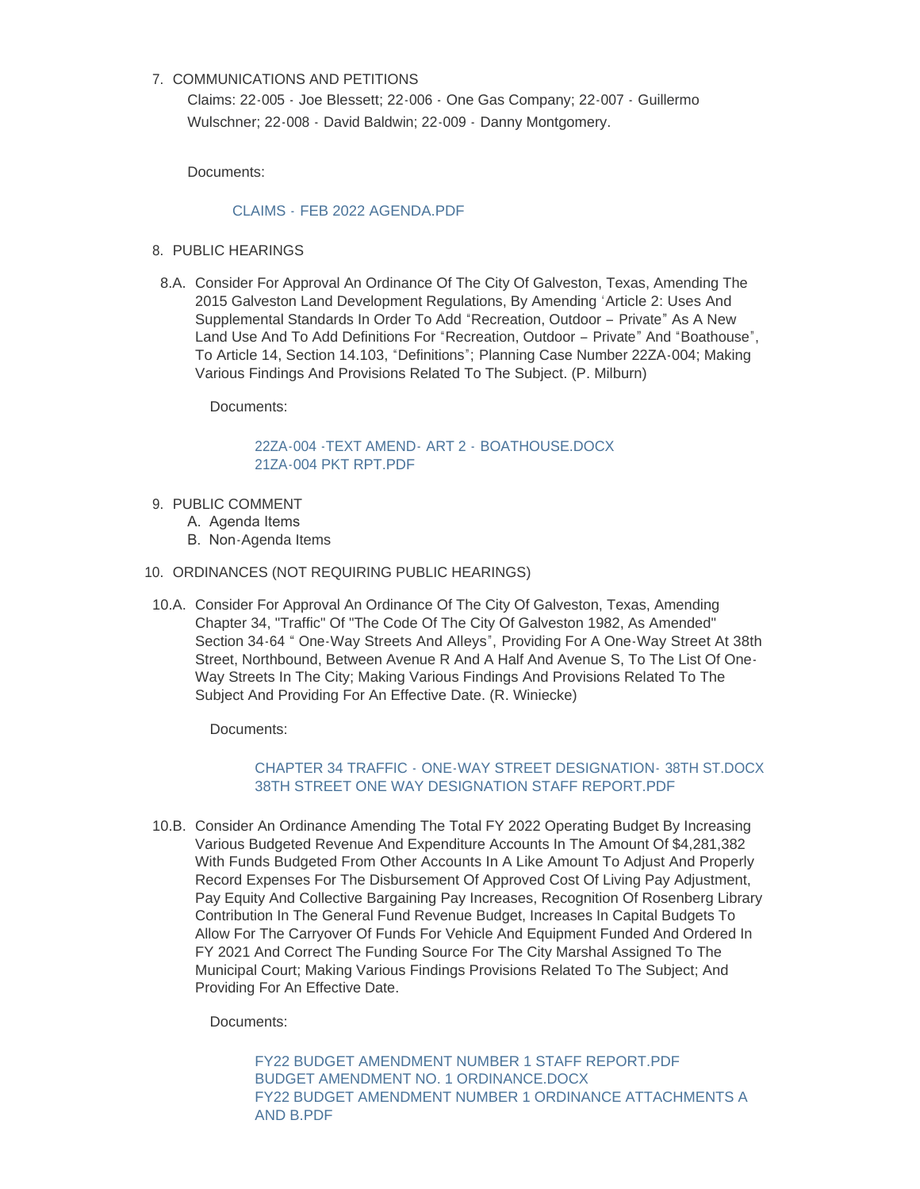7. COMMUNICATIONS AND PETITIONS

   Claims: 22-005 - Joe Blessett; 22-006 - One Gas Company; 22-007 - Guillermo Wulschner; 22-008 - David Baldwin; 22-009 - Danny Montgomery.

   Documents:

   CLAIMS - FEB 2022 AGENDA.PDF

8. PUBLIC HEARINGS

   8.A. Consider For Approval An Ordinance Of The City Of Galveston, Texas, Amending The 2015 Galveston Land Development Regulations, By Amending 'Article 2: Uses And Supplemental Standards In Order To Add "Recreation, Outdoor – Private" As A New Land Use And To Add Definitions For "Recreation, Outdoor – Private" And "Boathouse", To Article 14, Section 14.103, "Definitions"; Planning Case Number 22ZA-004; Making Various Findings And Provisions Related To The Subject. (P. Milburn)

   Documents:

   22ZA-004 -TEXT AMEND- ART 2 - BOATHOUSE.DOCX
   21ZA-004 PKT RPT.PDF

9. PUBLIC COMMENT
   A. Agenda Items
   B. Non-Agenda Items

10. ORDINANCES (NOT REQUIRING PUBLIC HEARINGS)

    10.A. Consider For Approval An Ordinance Of The City Of Galveston, Texas, Amending Chapter 34, "Traffic" Of "The Code Of The City Of Galveston 1982, As Amended" Section 34-64 " One-Way Streets And Alleys", Providing For A One-Way Street At 38th Street, Northbound, Between Avenue R And A Half And Avenue S, To The List Of One-Way Streets In The City; Making Various Findings And Provisions Related To The Subject And Providing For An Effective Date. (R. Winiecke)

    Documents:

    CHAPTER 34 TRAFFIC - ONE-WAY STREET DESIGNATION- 38TH ST.DOCX
    38TH STREET ONE WAY DESIGNATION STAFF REPORT.PDF

    10.B. Consider An Ordinance Amending The Total FY 2022 Operating Budget By Increasing Various Budgeted Revenue And Expenditure Accounts In The Amount Of $4,281,382 With Funds Budgeted From Other Accounts In A Like Amount To Adjust And Properly Record Expenses For The Disbursement Of Approved Cost Of Living Pay Adjustment, Pay Equity And Collective Bargaining Pay Increases, Recognition Of Rosenberg Library Contribution In The General Fund Revenue Budget, Increases In Capital Budgets To Allow For The Carryover Of Funds For Vehicle And Equipment Funded And Ordered In FY 2021 And Correct The Funding Source For The City Marshal Assigned To The Municipal Court; Making Various Findings Provisions Related To The Subject; And Providing For An Effective Date.

    Documents:

    FY22 BUDGET AMENDMENT NUMBER 1 STAFF REPORT.PDF
    BUDGET AMENDMENT NO. 1 ORDINANCE.DOCX
    FY22 BUDGET AMENDMENT NUMBER 1 ORDINANCE ATTACHMENTS A AND B.PDF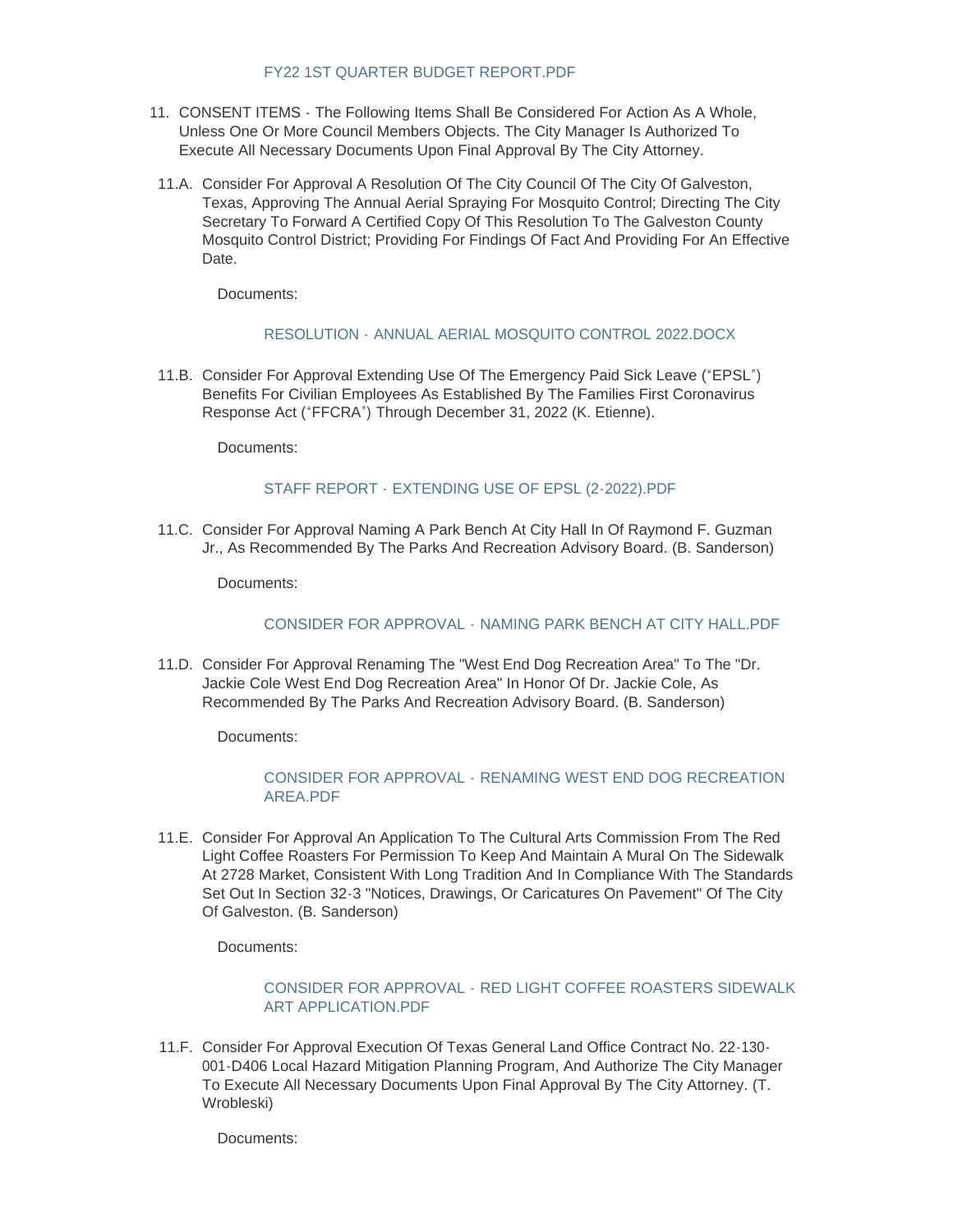FY22 1ST QUARTER BUDGET REPORT.PDF

11. CONSENT ITEMS - The Following Items Shall Be Considered For Action As A Whole, Unless One Or More Council Members Objects. The City Manager Is Authorized To Execute All Necessary Documents Upon Final Approval By The City Attorney.

11.A. Consider For Approval A Resolution Of The City Council Of The City Of Galveston, Texas, Approving The Annual Aerial Spraying For Mosquito Control; Directing The City Secretary To Forward A Certified Copy Of This Resolution To The Galveston County Mosquito Control District; Providing For Findings Of Fact And Providing For An Effective Date.

Documents:

RESOLUTION - ANNUAL AERIAL MOSQUITO CONTROL 2022.DOCX

11.B. Consider For Approval Extending Use Of The Emergency Paid Sick Leave ("EPSL") Benefits For Civilian Employees As Established By The Families First Coronavirus Response Act ("FFCRA") Through December 31, 2022 (K. Etienne).

Documents:

STAFF REPORT - EXTENDING USE OF EPSL (2-2022).PDF

11.C. Consider For Approval Naming A Park Bench At City Hall In Of Raymond F. Guzman Jr., As Recommended By The Parks And Recreation Advisory Board. (B. Sanderson)

Documents:

CONSIDER FOR APPROVAL - NAMING PARK BENCH AT CITY HALL.PDF

11.D. Consider For Approval Renaming The "West End Dog Recreation Area" To The "Dr. Jackie Cole West End Dog Recreation Area" In Honor Of Dr. Jackie Cole, As Recommended By The Parks And Recreation Advisory Board. (B. Sanderson)

Documents:

CONSIDER FOR APPROVAL - RENAMING WEST END DOG RECREATION AREA.PDF

11.E. Consider For Approval An Application To The Cultural Arts Commission From The Red Light Coffee Roasters For Permission To Keep And Maintain A Mural On The Sidewalk At 2728 Market, Consistent With Long Tradition And In Compliance With The Standards Set Out In Section 32-3 "Notices, Drawings, Or Caricatures On Pavement" Of The City Of Galveston. (B. Sanderson)

Documents:

CONSIDER FOR APPROVAL - RED LIGHT COFFEE ROASTERS SIDEWALK ART APPLICATION.PDF

11.F. Consider For Approval Execution Of Texas General Land Office Contract No. 22-130-001-D406 Local Hazard Mitigation Planning Program, And Authorize The City Manager To Execute All Necessary Documents Upon Final Approval By The City Attorney. (T. Wrobleski)

Documents: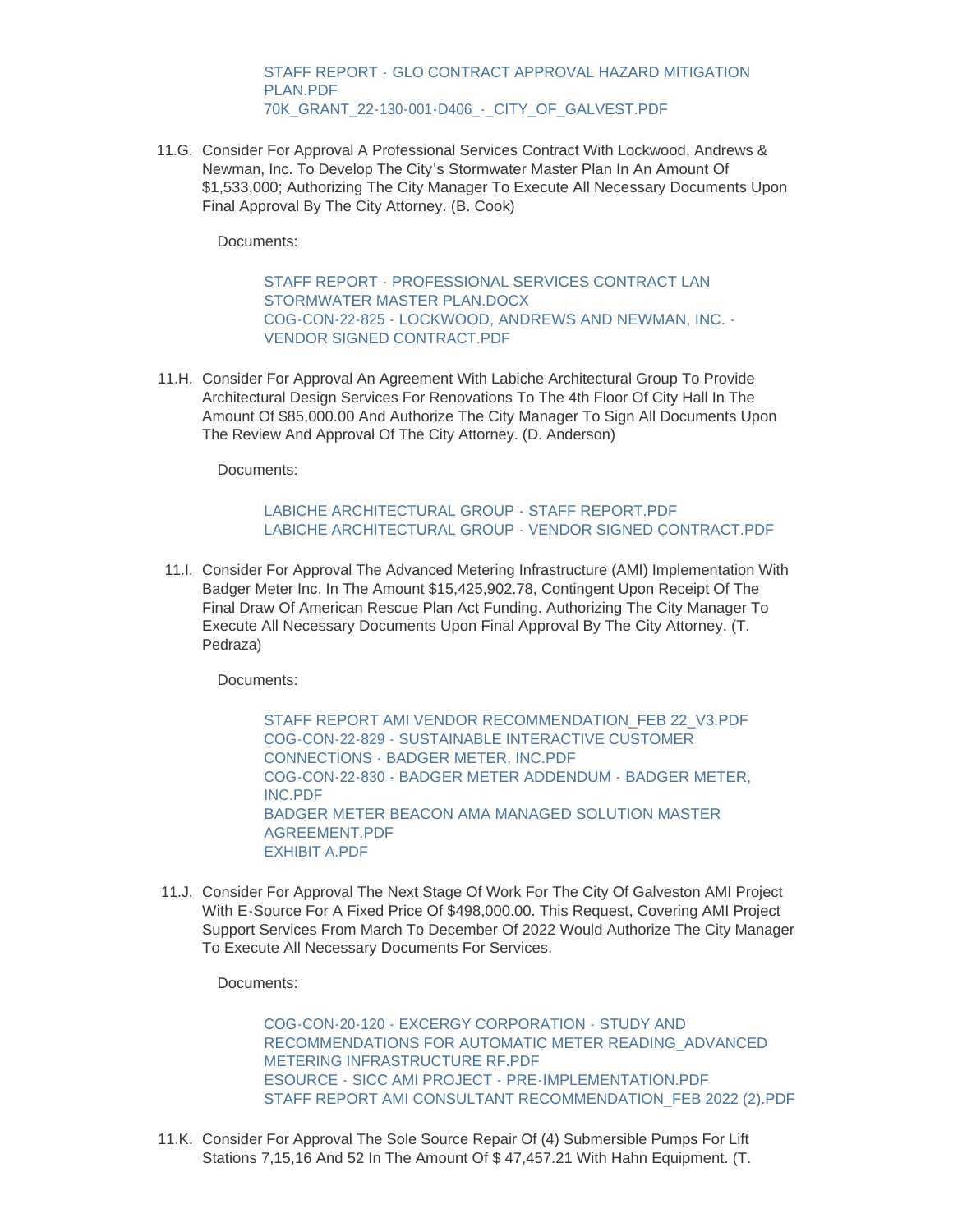STAFF REPORT - GLO CONTRACT APPROVAL HAZARD MITIGATION PLAN.PDF
70K_GRANT_22-130-001-D406_-_CITY_OF_GALVEST.PDF

11.G. Consider For Approval A Professional Services Contract With Lockwood, Andrews & Newman, Inc. To Develop The City's Stormwater Master Plan In An Amount Of $1,533,000; Authorizing The City Manager To Execute All Necessary Documents Upon Final Approval By The City Attorney. (B. Cook)

Documents:

STAFF REPORT - PROFESSIONAL SERVICES CONTRACT LAN STORMWATER MASTER PLAN.DOCX
COG-CON-22-825 - LOCKWOOD, ANDREWS AND NEWMAN, INC. - VENDOR SIGNED CONTRACT.PDF

11.H. Consider For Approval An Agreement With Labiche Architectural Group To Provide Architectural Design Services For Renovations To The 4th Floor Of City Hall In The Amount Of $85,000.00 And Authorize The City Manager To Sign All Documents Upon The Review And Approval Of The City Attorney. (D. Anderson)

Documents:

LABICHE ARCHITECTURAL GROUP - STAFF REPORT.PDF
LABICHE ARCHITECTURAL GROUP - VENDOR SIGNED CONTRACT.PDF

11.I. Consider For Approval The Advanced Metering Infrastructure (AMI) Implementation With Badger Meter Inc. In The Amount $15,425,902.78, Contingent Upon Receipt Of The Final Draw Of American Rescue Plan Act Funding. Authorizing The City Manager To Execute All Necessary Documents Upon Final Approval By The City Attorney. (T. Pedraza)

Documents:

STAFF REPORT AMI VENDOR RECOMMENDATION_FEB 22_V3.PDF
COG-CON-22-829 - SUSTAINABLE INTERACTIVE CUSTOMER CONNECTIONS - BADGER METER, INC.PDF
COG-CON-22-830 - BADGER METER ADDENDUM - BADGER METER, INC.PDF
BADGER METER BEACON AMA MANAGED SOLUTION MASTER AGREEMENT.PDF
EXHIBIT A.PDF

11.J. Consider For Approval The Next Stage Of Work For The City Of Galveston AMI Project With E-Source For A Fixed Price Of $498,000.00. This Request, Covering AMI Project Support Services From March To December Of 2022 Would Authorize The City Manager To Execute All Necessary Documents For Services.

Documents:

COG-CON-20-120 - EXCERGY CORPORATION - STUDY AND RECOMMENDATIONS FOR AUTOMATIC METER READING_ADVANCED METERING INFRASTRUCTURE RF.PDF
ESOURCE - SICC AMI PROJECT - PRE-IMPLEMENTATION.PDF
STAFF REPORT AMI CONSULTANT RECOMMENDATION_FEB 2022 (2).PDF

11.K. Consider For Approval The Sole Source Repair Of (4) Submersible Pumps For Lift Stations 7,15,16 And 52 In The Amount Of $ 47,457.21 With Hahn Equipment. (T.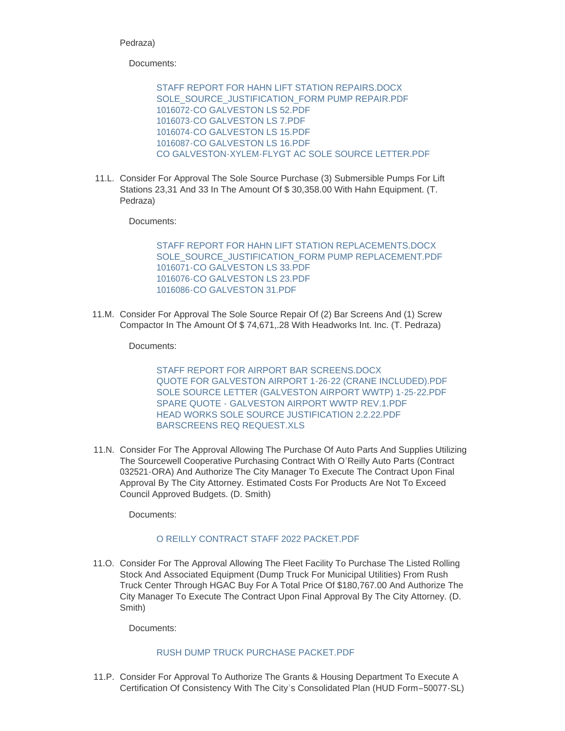Pedraza)

Documents:

- STAFF REPORT FOR HAHN LIFT STATION REPAIRS.DOCX
- SOLE_SOURCE_JUSTIFICATION_FORM PUMP REPAIR.PDF
- 1016072-CO GALVESTON LS 52.PDF
- 1016073-CO GALVESTON LS 7.PDF
- 1016074-CO GALVESTON LS 15.PDF
- 1016087-CO GALVESTON LS 16.PDF
- CO GALVESTON-XYLEM-FLYGT AC SOLE SOURCE LETTER.PDF

11.L. Consider For Approval The Sole Source Purchase (3) Submersible Pumps For Lift Stations 23,31 And 33 In The Amount Of $ 30,358.00 With Hahn Equipment. (T. Pedraza)

Documents:

- STAFF REPORT FOR HAHN LIFT STATION REPLACEMENTS.DOCX
- SOLE_SOURCE_JUSTIFICATION_FORM PUMP REPLACEMENT.PDF
- 1016071-CO GALVESTON LS 33.PDF
- 1016076-CO GALVESTON LS 23.PDF
- 1016086-CO GALVESTON 31.PDF

11.M. Consider For Approval The Sole Source Repair Of (2) Bar Screens And (1) Screw Compactor In The Amount Of $ 74,671,.28 With Headworks Int. Inc. (T. Pedraza)

Documents:

- STAFF REPORT FOR AIRPORT BAR SCREENS.DOCX
- QUOTE FOR GALVESTON AIRPORT 1-26-22 (CRANE INCLUDED).PDF
- SOLE SOURCE LETTER (GALVESTON AIRPORT WWTP) 1-25-22.PDF
- SPARE QUOTE - GALVESTON AIRPORT WWTP REV.1.PDF
- HEAD WORKS SOLE SOURCE JUSTIFICATION 2.2.22.PDF
- BARSCREENS REQ REQUEST.XLS

11.N. Consider For The Approval Allowing The Purchase Of Auto Parts And Supplies Utilizing The Sourcewell Cooperative Purchasing Contract With O'Reilly Auto Parts (Contract 032521-ORA) And Authorize The City Manager To Execute The Contract Upon Final Approval By The City Attorney. Estimated Costs For Products Are Not To Exceed Council Approved Budgets. (D. Smith)

Documents:

- O REILLY CONTRACT STAFF 2022 PACKET.PDF

11.O. Consider For The Approval Allowing The Fleet Facility To Purchase The Listed Rolling Stock And Associated Equipment (Dump Truck For Municipal Utilities) From Rush Truck Center Through HGAC Buy For A Total Price Of $180,767.00 And Authorize The City Manager To Execute The Contract Upon Final Approval By The City Attorney. (D. Smith)

Documents:

- RUSH DUMP TRUCK PURCHASE PACKET.PDF

11.P. Consider For Approval To Authorize The Grants & Housing Department To Execute A Certification Of Consistency With The City's Consolidated Plan (HUD Form–50077-SL)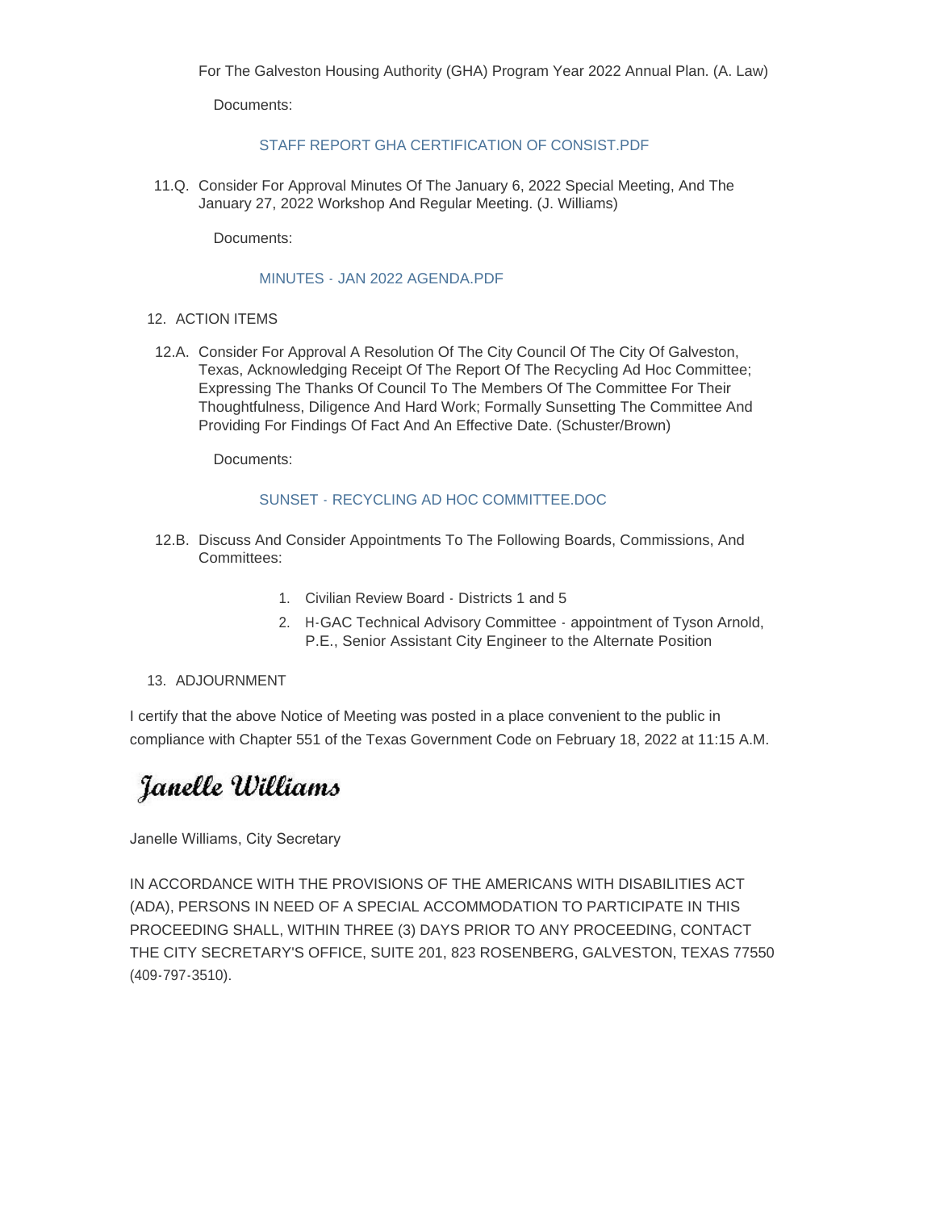For The Galveston Housing Authority (GHA) Program Year 2022 Annual Plan. (A. Law)

Documents:

STAFF REPORT GHA CERTIFICATION OF CONSIST.PDF

11.Q. Consider For Approval Minutes Of The January 6, 2022 Special Meeting, And The January 27, 2022 Workshop And Regular Meeting. (J. Williams)

Documents:

MINUTES - JAN 2022 AGENDA.PDF

12. ACTION ITEMS

12.A. Consider For Approval A Resolution Of The City Council Of The City Of Galveston, Texas, Acknowledging Receipt Of The Report Of The Recycling Ad Hoc Committee; Expressing The Thanks Of Council To The Members Of The Committee For Their Thoughtfulness, Diligence And Hard Work; Formally Sunsetting The Committee And Providing For Findings Of Fact And An Effective Date. (Schuster/Brown)

Documents:

SUNSET - RECYCLING AD HOC COMMITTEE.DOC

12.B. Discuss And Consider Appointments To The Following Boards, Commissions, And Committees:

1. Civilian Review Board - Districts 1 and 5
2. H-GAC Technical Advisory Committee - appointment of Tyson Arnold, P.E., Senior Assistant City Engineer to the Alternate Position

13. ADJOURNMENT

I certify that the above Notice of Meeting was posted in a place convenient to the public in compliance with Chapter 551 of the Texas Government Code on February 18, 2022 at 11:15 A.M.

*Janelle Williams*

Janelle Williams, City Secretary

IN ACCORDANCE WITH THE PROVISIONS OF THE AMERICANS WITH DISABILITIES ACT (ADA), PERSONS IN NEED OF A SPECIAL ACCOMMODATION TO PARTICIPATE IN THIS PROCEEDING SHALL, WITHIN THREE (3) DAYS PRIOR TO ANY PROCEEDING, CONTACT THE CITY SECRETARY'S OFFICE, SUITE 201, 823 ROSENBERG, GALVESTON, TEXAS 77550 (409-797-3510).